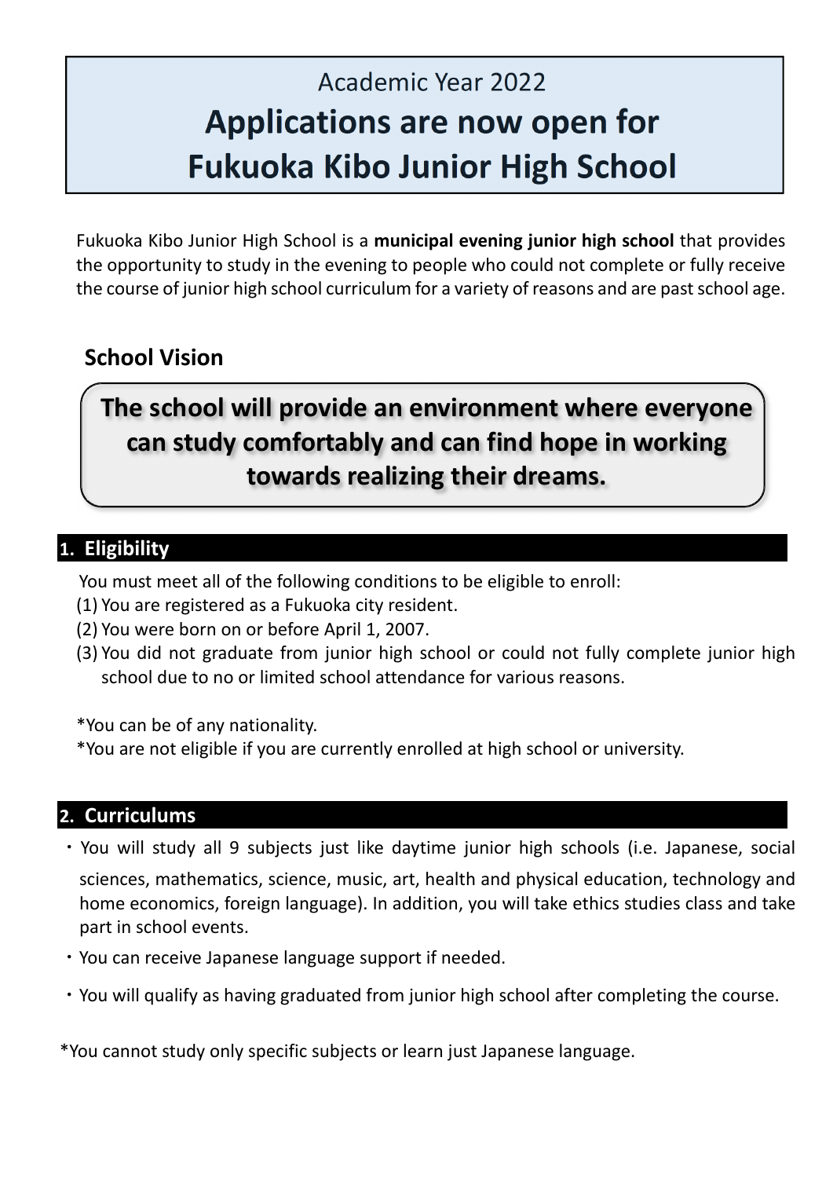Academic Year 2022

# Applications are now open for Fukuoka Kibo Junior High School

Fukuoka Kibo Junior High School is a **municipal evening junior high school** that provides the opportunity to study in the evening to people who could not complete or fully receive the course of junior high school curriculum for a variety of reasons and are past school age.

## School Vision

**The school will provide an environment where everyone can study comfortably and can find hope in working towards realizing their dreams.**

## 1. Eligibility

You must meet all of the following conditions to be eligible to enroll:

(1) You are registered as a Fukuoka city resident.
(2) You were born on or before April 1, 2007.
(3) You did not graduate from junior high school or could not fully complete junior high school due to no or limited school attendance for various reasons.

*You can be of any nationality.
*You are not eligible if you are currently enrolled at high school or university.

## 2. Curriculums

・You will study all 9 subjects just like daytime junior high schools (i.e. Japanese, social sciences, mathematics, science, music, art, health and physical education, technology and home economics, foreign language). In addition, you will take ethics studies class and take part in school events.

・You can receive Japanese language support if needed.

・You will qualify as having graduated from junior high school after completing the course.

*You cannot study only specific subjects or learn just Japanese language.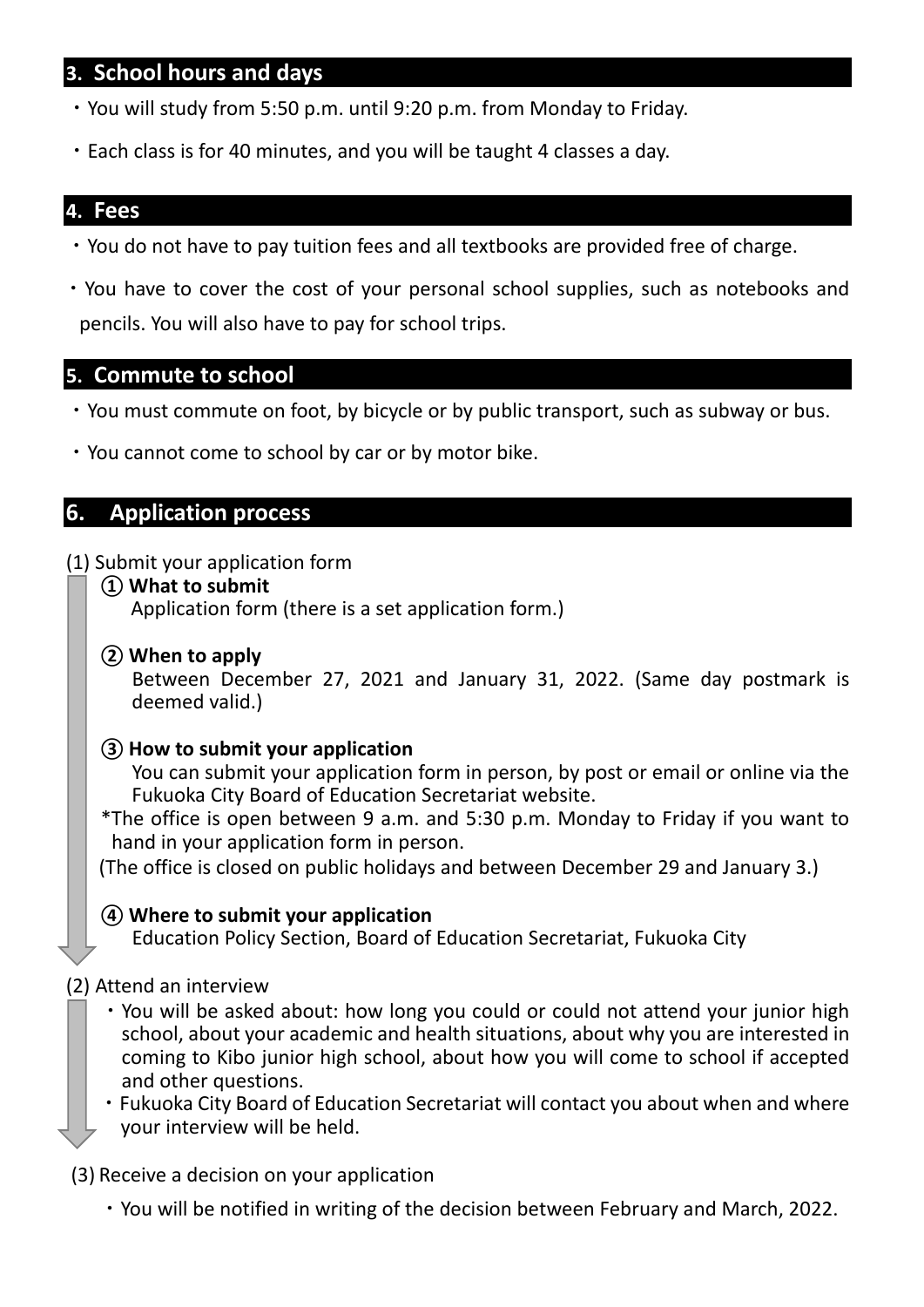## 3. School hours and days

- You will study from 5:50 p.m. until 9:20 p.m. from Monday to Friday.
- Each class is for 40 minutes, and you will be taught 4 classes a day.

## 4. Fees

- You do not have to pay tuition fees and all textbooks are provided free of charge.
- You have to cover the cost of your personal school supplies, such as notebooks and pencils. You will also have to pay for school trips.

## 5. Commute to school

- You must commute on foot, by bicycle or by public transport, such as subway or bus.
- You cannot come to school by car or by motor bike.

## 6. Application process

(1) Submit your application form

**① What to submit**

Application form (there is a set application form.)

**② When to apply**

Between December 27, 2021 and January 31, 2022. (Same day postmark is deemed valid.)

**③ How to submit your application**

You can submit your application form in person, by post or email or online via the Fukuoka City Board of Education Secretariat website.

*The office is open between 9 a.m. and 5:30 p.m. Monday to Friday if you want to hand in your application form in person.

(The office is closed on public holidays and between December 29 and January 3.)

**④ Where to submit your application**

Education Policy Section, Board of Education Secretariat, Fukuoka City

(2) Attend an interview

- You will be asked about: how long you could or could not attend your junior high school, about your academic and health situations, about why you are interested in coming to Kibo junior high school, about how you will come to school if accepted and other questions.
- Fukuoka City Board of Education Secretariat will contact you about when and where your interview will be held.

(3) Receive a decision on your application

- You will be notified in writing of the decision between February and March, 2022.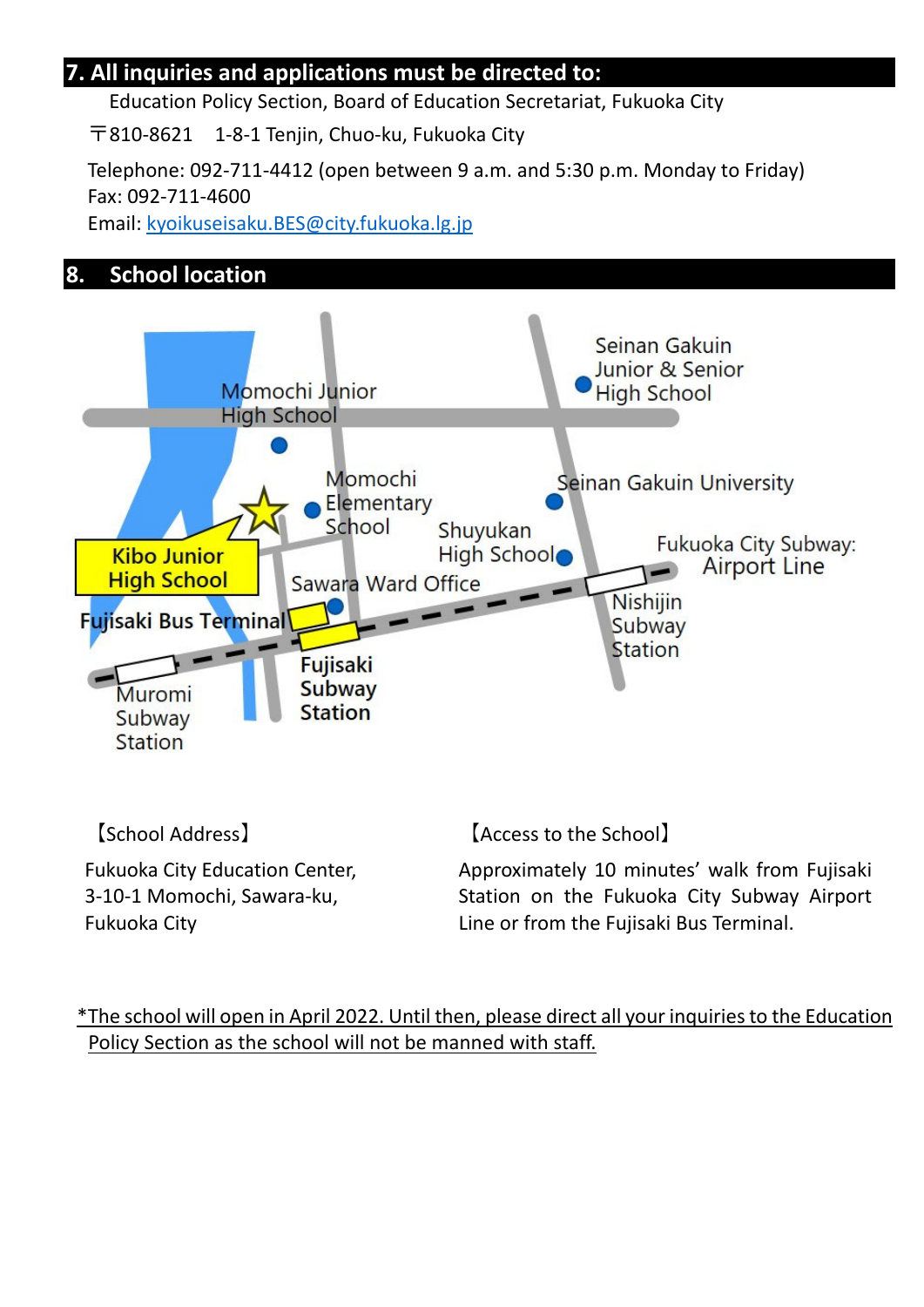## 7. All inquiries and applications must be directed to:

Education Policy Section, Board of Education Secretariat, Fukuoka City

〒810-8621　1-8-1 Tenjin, Chuo-ku, Fukuoka City

Telephone: 092-711-4412 (open between 9 a.m. and 5:30 p.m. Monday to Friday)
Fax: 092-711-4600
Email: kyoikuseisaku.BES@city.fukuoka.lg.jp

## 8. School location

Seinan Gakuin Junior & Senior High School
Momochi Junior High School
Momochi Elementary School
Seinan Gakuin University
Shuyukan High School
Fukuoka City Subway: Airport Line
Kibo Junior High School
Sawara Ward Office
Nishijin Subway Station
Fujisaki Bus Terminal
Fujisaki Subway Station
Muromi Subway Station

【School Address】

Fukuoka City Education Center,
3-10-1 Momochi, Sawara-ku,
Fukuoka City

【Access to the School】

Approximately 10 minutes' walk from Fujisaki Station on the Fukuoka City Subway Airport Line or from the Fujisaki Bus Terminal.

*The school will open in April 2022. Until then, please direct all your inquiries to the Education Policy Section as the school will not be manned with staff.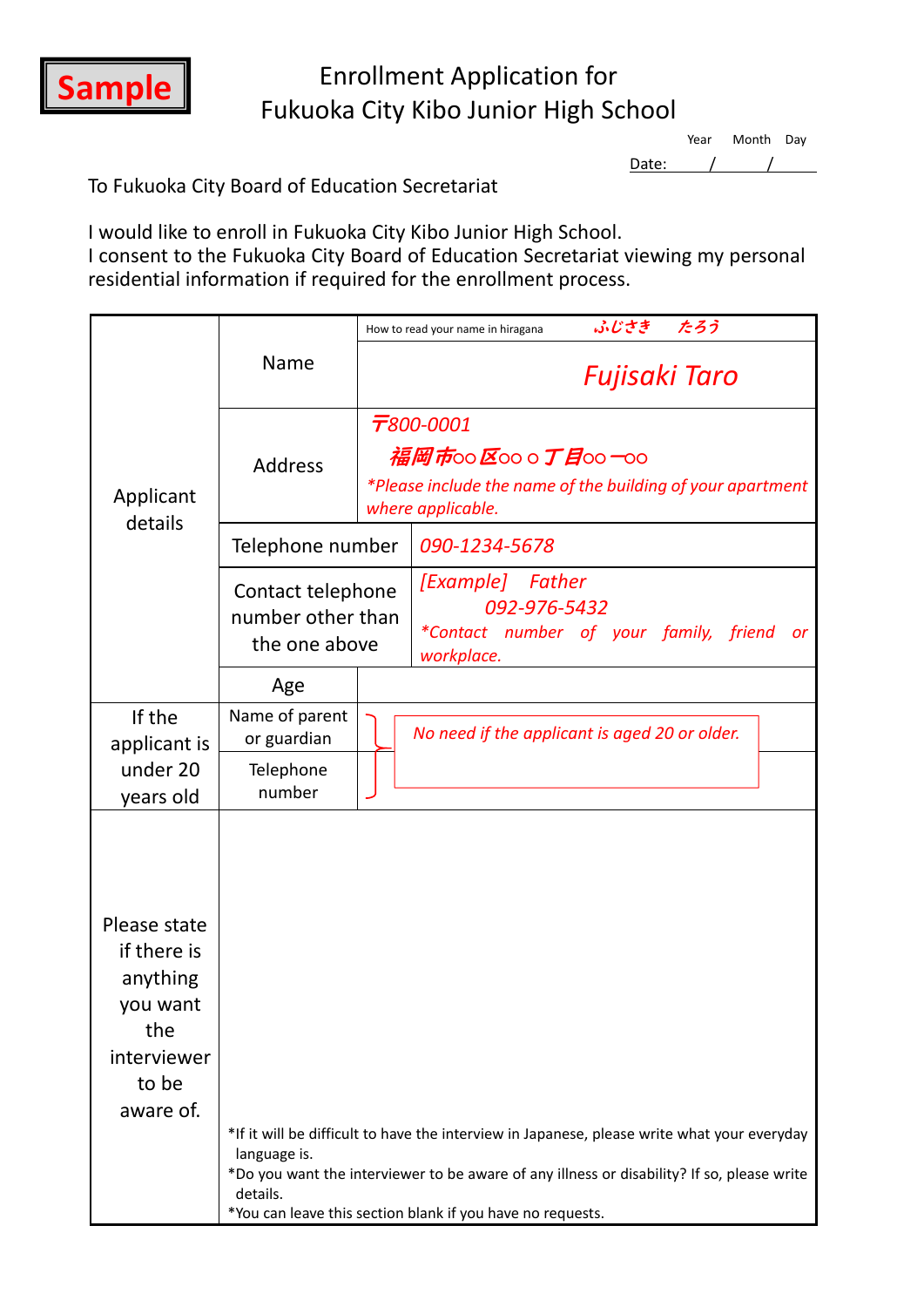**Sample**

# Enrollment Application for Fukuoka City Kibo Junior High School

Year Month Day

Date: / /

To Fukuoka City Board of Education Secretariat

I would like to enroll in Fukuoka City Kibo Junior High School.
I consent to the Fukuoka City Board of Education Secretariat viewing my personal residential information if required for the enrollment process.

| | | |
|---|---|---|
| Applicant details | Name | How to read your name in hiragana *ふじさき たろう* <br> *Fujisaki Taro* |
| | Address | *〒800-0001* <br> *福岡市○○区○○ ○丁目○○ー○○* <br> *\*Please include the name of the building of your apartment where applicable.* |
| | Telephone number | *090-1234-5678* |
| | Contact telephone number other than the one above | *[Example] Father* <br> *092-976-5432* <br> *\*Contact number of your family, friend or workplace.* |
| | Age | |
| If the applicant is under 20 years old | Name of parent or guardian | *No need if the applicant is aged 20 or older.* |
| | Telephone number | |
| Please state if there is anything you want the interviewer to be aware of. | | \*If it will be difficult to have the interview in Japanese, please write what your everyday language is. <br> \*Do you want the interviewer to be aware of any illness or disability? If so, please write details. <br> \*You can leave this section blank if you have no requests. |